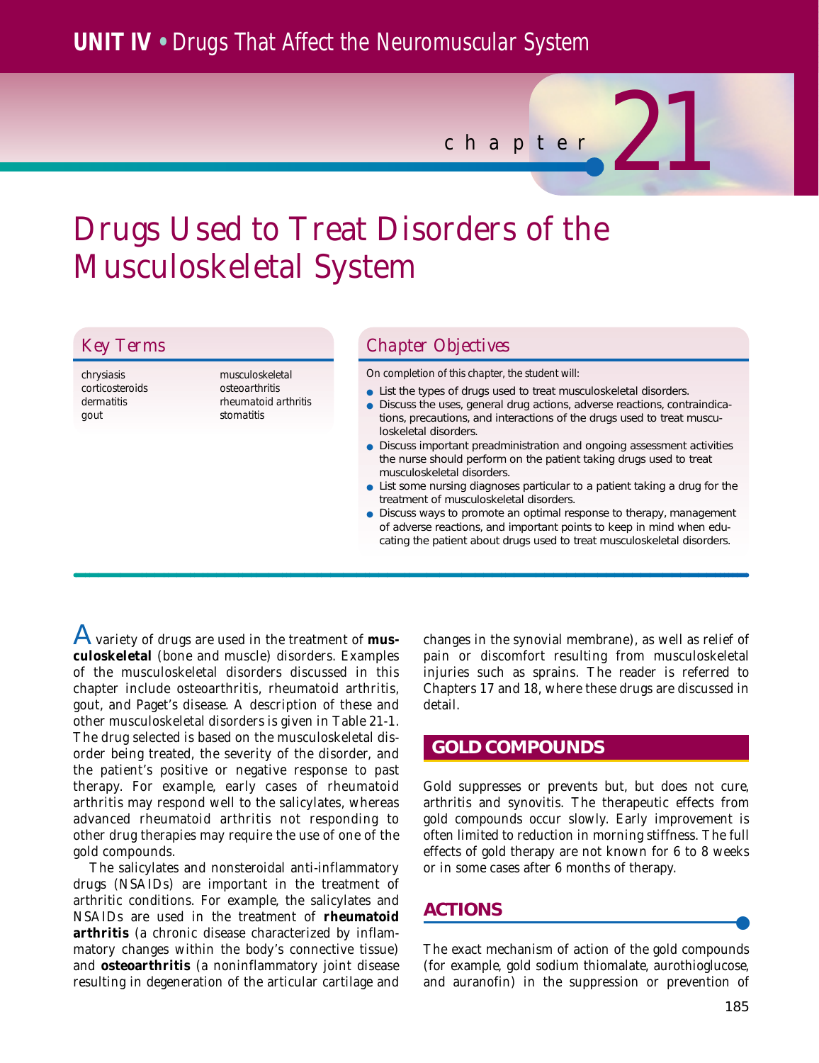# chapter 21

# Drugs Used to Treat Disorders of the Musculoskeletal System

## Key Terms

- chrysiasis
- corticosteroids
- dermatitis
- gout
- musculoskeletal
- osteoarthritis
- rheumatoid arthritis
- stomatitis

## Chapter Objectives

*On completion of this chapter, the student will:*

- List the types of drugs used to treat musculoskeletal disorders.
- Discuss the uses, general drug actions, adverse reactions, contraindications, precautions, and interactions of the drugs used to treat musculoskeletal disorders.
- Discuss important preadministration and ongoing assessment activities the nurse should perform on the patient taking drugs used to treat musculoskeletal disorders.
- List some nursing diagnoses particular to a patient taking a drug for the treatment of musculoskeletal disorders.
- Discuss ways to promote an optimal response to therapy, management of adverse reactions, and important points to keep in mind when educating the patient about drugs used to treat musculoskeletal disorders.

A variety of drugs are used in the treatment of **musculoskeletal** (bone and muscle) disorders. Examples of the musculoskeletal disorders discussed in this chapter include osteoarthritis, rheumatoid arthritis, gout, and Paget's disease. A description of these and other musculoskeletal disorders is given in Table 21-1. The drug selected is based on the musculoskeletal disorder being treated, the severity of the disorder, and the patient's positive or negative response to past therapy. For example, early cases of rheumatoid arthritis may respond well to the salicylates, whereas advanced rheumatoid arthritis not responding to other drug therapies may require the use of one of the gold compounds.

The salicylates and nonsteroidal anti-inflammatory drugs (NSAIDs) are important in the treatment of arthritic conditions. For example, the salicylates and NSAIDs are used in the treatment of **rheumatoid arthritis** (a chronic disease characterized by inflammatory changes within the body's connective tissue) and **osteoarthritis** (a noninflammatory joint disease resulting in degeneration of the articular cartilage and changes in the synovial membrane), as well as relief of pain or discomfort resulting from musculoskeletal injuries such as sprains. The reader is referred to Chapters 17 and 18, where these drugs are discussed in detail.

## GOLD COMPOUNDS

Gold suppresses or prevents but, but does not cure, arthritis and synovitis. The therapeutic effects from gold compounds occur slowly. Early improvement is often limited to reduction in morning stiffness. The full effects of gold therapy are not known for 6 to 8 weeks or in some cases after 6 months of therapy.

### ACTIONS

The exact mechanism of action of the gold compounds (for example, gold sodium thiomalate, aurothioglucose, and auranofin) in the suppression or prevention of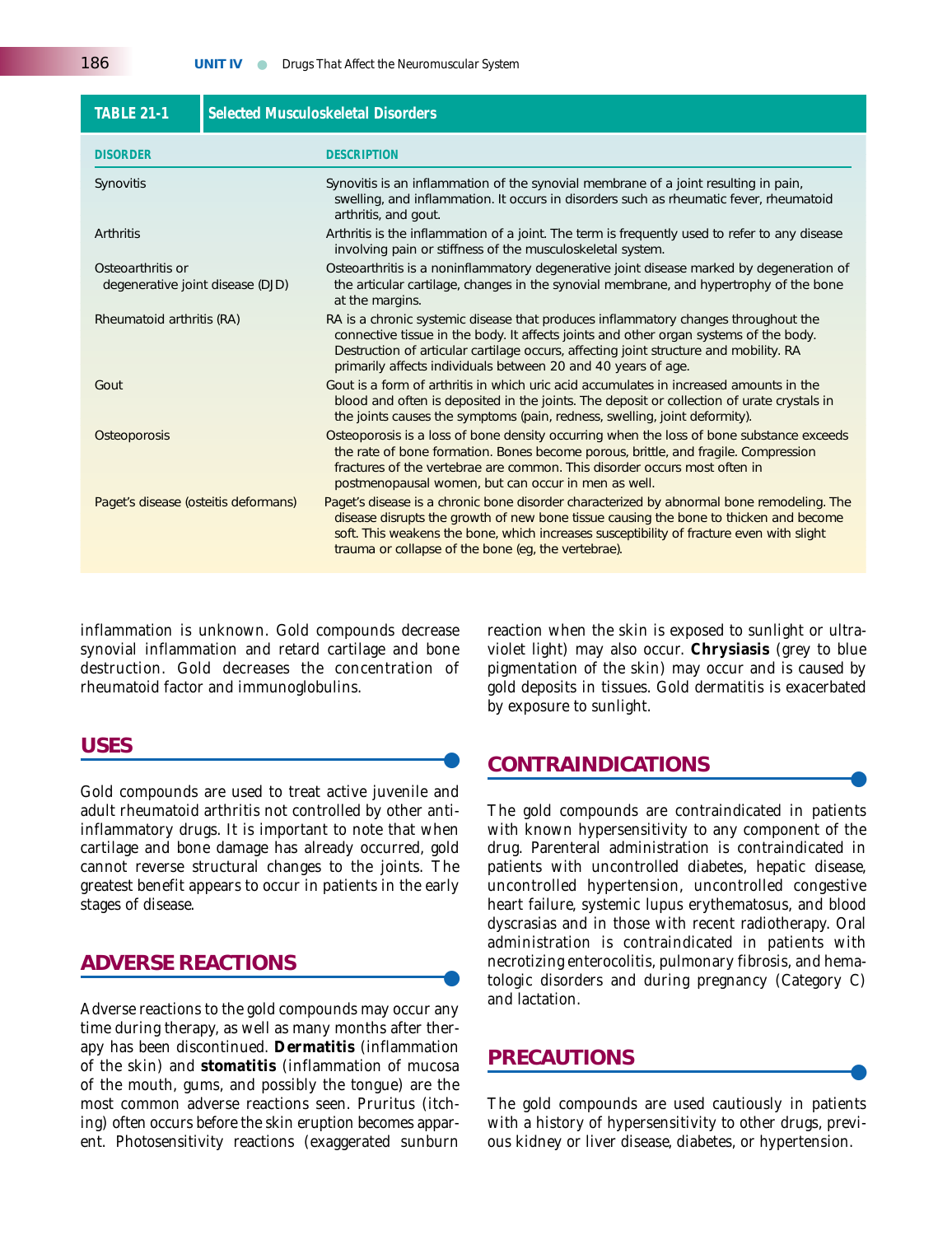**TABLE 21-1 Selected Musculoskeletal Disorders**

| DISORDER | DESCRIPTION |
|---|---|
| Synovitis | Synovitis is an inflammation of the synovial membrane of a joint resulting in pain, swelling, and inflammation. It occurs in disorders such as rheumatic fever, rheumatoid arthritis, and gout. |
| Arthritis | Arthritis is the inflammation of a joint. The term is frequently used to refer to any disease involving pain or stiffness of the musculoskeletal system. |
| Osteoarthritis or degenerative joint disease (DJD) | Osteoarthritis is a noninflammatory degenerative joint disease marked by degeneration of the articular cartilage, changes in the synovial membrane, and hypertrophy of the bone at the margins. |
| Rheumatoid arthritis (RA) | RA is a chronic systemic disease that produces inflammatory changes throughout the connective tissue in the body. It affects joints and other organ systems of the body. Destruction of articular cartilage occurs, affecting joint structure and mobility. RA primarily affects individuals between 20 and 40 years of age. |
| Gout | Gout is a form of arthritis in which uric acid accumulates in increased amounts in the blood and often is deposited in the joints. The deposit or collection of urate crystals in the joints causes the symptoms (pain, redness, swelling, joint deformity). |
| Osteoporosis | Osteoporosis is a loss of bone density occurring when the loss of bone substance exceeds the rate of bone formation. Bones become porous, brittle, and fragile. Compression fractures of the vertebrae are common. This disorder occurs most often in postmenopausal women, but can occur in men as well. |
| Paget's disease (osteitis deformans) | Paget's disease is a chronic bone disorder characterized by abnormal bone remodeling. The disease disrupts the growth of new bone tissue causing the bone to thicken and become soft. This weakens the bone, which increases susceptibility of fracture even with slight trauma or collapse of the bone (eg, the vertebrae). |

inflammation is unknown. Gold compounds decrease synovial inflammation and retard cartilage and bone destruction. Gold decreases the concentration of rheumatoid factor and immunoglobulins.

## USES

Gold compounds are used to treat active juvenile and adult rheumatoid arthritis not controlled by other anti-inflammatory drugs. It is important to note that when cartilage and bone damage has already occurred, gold cannot reverse structural changes to the joints. The greatest benefit appears to occur in patients in the early stages of disease.

## ADVERSE REACTIONS

Adverse reactions to the gold compounds may occur any time during therapy, as well as many months after therapy has been discontinued. **Dermatitis** (inflammation of the skin) and **stomatitis** (inflammation of mucosa of the mouth, gums, and possibly the tongue) are the most common adverse reactions seen. Pruritus (itching) often occurs before the skin eruption becomes apparent. Photosensitivity reactions (exaggerated sunburn reaction when the skin is exposed to sunlight or ultraviolet light) may also occur. **Chrysiasis** (grey to blue pigmentation of the skin) may occur and is caused by gold deposits in tissues. Gold dermatitis is exacerbated by exposure to sunlight.

## CONTRAINDICATIONS

The gold compounds are contraindicated in patients with known hypersensitivity to any component of the drug. Parenteral administration is contraindicated in patients with uncontrolled diabetes, hepatic disease, uncontrolled hypertension, uncontrolled congestive heart failure, systemic lupus erythematosus, and blood dyscrasias and in those with recent radiotherapy. Oral administration is contraindicated in patients with necrotizing enterocolitis, pulmonary fibrosis, and hematologic disorders and during pregnancy (Category C) and lactation.

## PRECAUTIONS

The gold compounds are used cautiously in patients with a history of hypersensitivity to other drugs, previous kidney or liver disease, diabetes, or hypertension.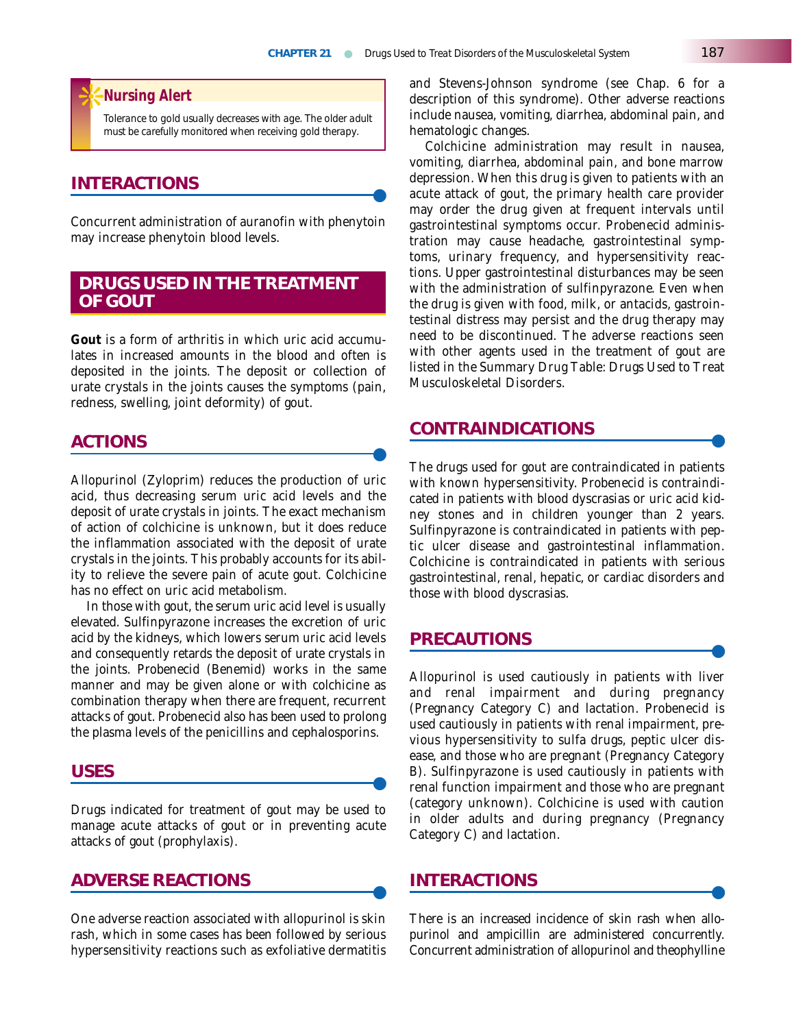> **Nursing Alert**
>
> *Tolerance to gold usually decreases with age. The older adult must be carefully monitored when receiving gold therapy.*

## INTERACTIONS

Concurrent administration of auranofin with phenytoin may increase phenytoin blood levels.

# DRUGS USED IN THE TREATMENT OF GOUT

**Gout** is a form of arthritis in which uric acid accumulates in increased amounts in the blood and often is deposited in the joints. The deposit or collection of urate crystals in the joints causes the symptoms (pain, redness, swelling, joint deformity) of gout.

## ACTIONS

Allopurinol (Zyloprim) reduces the production of uric acid, thus decreasing serum uric acid levels and the deposit of urate crystals in joints. The exact mechanism of action of colchicine is unknown, but it does reduce the inflammation associated with the deposit of urate crystals in the joints. This probably accounts for its ability to relieve the severe pain of acute gout. Colchicine has no effect on uric acid metabolism.

In those with gout, the serum uric acid level is usually elevated. Sulfinpyrazone increases the excretion of uric acid by the kidneys, which lowers serum uric acid levels and consequently retards the deposit of urate crystals in the joints. Probenecid (Benemid) works in the same manner and may be given alone or with colchicine as combination therapy when there are frequent, recurrent attacks of gout. Probenecid also has been used to prolong the plasma levels of the penicillins and cephalosporins.

## USES

Drugs indicated for treatment of gout may be used to manage acute attacks of gout or in preventing acute attacks of gout (prophylaxis).

## ADVERSE REACTIONS

One adverse reaction associated with allopurinol is skin rash, which in some cases has been followed by serious hypersensitivity reactions such as exfoliative dermatitis and Stevens-Johnson syndrome (see Chap. 6 for a description of this syndrome). Other adverse reactions include nausea, vomiting, diarrhea, abdominal pain, and hematologic changes.

Colchicine administration may result in nausea, vomiting, diarrhea, abdominal pain, and bone marrow depression. When this drug is given to patients with an acute attack of gout, the primary health care provider may order the drug given at frequent intervals until gastrointestinal symptoms occur. Probenecid administration may cause headache, gastrointestinal symptoms, urinary frequency, and hypersensitivity reactions. Upper gastrointestinal disturbances may be seen with the administration of sulfinpyrazone. Even when the drug is given with food, milk, or antacids, gastrointestinal distress may persist and the drug therapy may need to be discontinued. The adverse reactions seen with other agents used in the treatment of gout are listed in the Summary Drug Table: Drugs Used to Treat Musculoskeletal Disorders.

## CONTRAINDICATIONS

The drugs used for gout are contraindicated in patients with known hypersensitivity. Probenecid is contraindicated in patients with blood dyscrasias or uric acid kidney stones and in children younger than 2 years. Sulfinpyrazone is contraindicated in patients with peptic ulcer disease and gastrointestinal inflammation. Colchicine is contraindicated in patients with serious gastrointestinal, renal, hepatic, or cardiac disorders and those with blood dyscrasias.

## PRECAUTIONS

Allopurinol is used cautiously in patients with liver and renal impairment and during pregnancy (Pregnancy Category C) and lactation. Probenecid is used cautiously in patients with renal impairment, previous hypersensitivity to sulfa drugs, peptic ulcer disease, and those who are pregnant (Pregnancy Category B). Sulfinpyrazone is used cautiously in patients with renal function impairment and those who are pregnant (category unknown). Colchicine is used with caution in older adults and during pregnancy (Pregnancy Category C) and lactation.

## INTERACTIONS

There is an increased incidence of skin rash when allopurinol and ampicillin are administered concurrently. Concurrent administration of allopurinol and theophylline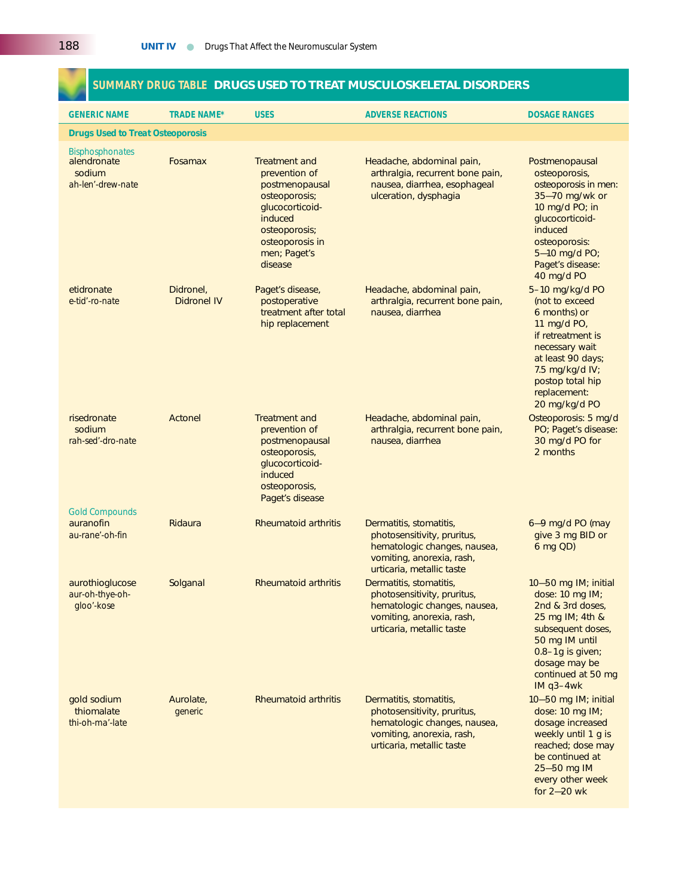## SUMMARY DRUG TABLE DRUGS USED TO TREAT MUSCULOSKELETAL DISORDERS

| GENERIC NAME | TRADE NAME* | USES | ADVERSE REACTIONS | DOSAGE RANGES |
|---|---|---|---|---|
| **Drugs Used to Treat Osteoporosis** | | | | |
| Bisphosphonates | | | | |
| alendronate sodium ah-len'-drew-nate | Fosamax | Treatment and prevention of postmenopausal osteoporosis; glucocorticoid-induced osteoporosis; osteoporosis in men; Paget's disease | Headache, abdominal pain, arthralgia, recurrent bone pain, nausea, diarrhea, esophageal ulceration, dysphagia | Postmenopausal osteoporosis, osteoporosis in men: 35–70 mg/wk or 10 mg/d PO; in glucocorticoid-induced osteoporosis: 5–10 mg/d PO; Paget's disease: 40 mg/d PO |
| etidronate e-tid'-ro-nate | Didronel, Didronel IV | Paget's disease, postoperative treatment after total hip replacement | Headache, abdominal pain, arthralgia, recurrent bone pain, nausea, diarrhea | 5–10 mg/kg/d PO (not to exceed 6 months) or 11 mg/d PO, if retreatment is necessary wait at least 90 days; 7.5 mg/kg/d IV; postop total hip replacement: 20 mg/kg/d PO |
| risedronate sodium rah-sed'-dro-nate | Actonel | Treatment and prevention of postmenopausal osteoporosis, glucocorticoid-induced osteoporosis, Paget's disease | Headache, abdominal pain, arthralgia, recurrent bone pain, nausea, diarrhea | Osteoporosis: 5 mg/d PO; Paget's disease: 30 mg/d PO for 2 months |
| Gold Compounds | | | | |
| auranofin au-rane'-oh-fin | Ridaura | Rheumatoid arthritis | Dermatitis, stomatitis, photosensitivity, pruritus, hematologic changes, nausea, vomiting, anorexia, rash, urticaria, metallic taste | 6–9 mg/d PO (may give 3 mg BID or 6 mg QD) |
| aurothioglucose aur-oh-thye-oh-gloo'-kose | Solganal | Rheumatoid arthritis | Dermatitis, stomatitis, photosensitivity, pruritus, hematologic changes, nausea, vomiting, anorexia, rash, urticaria, metallic taste | 10–50 mg IM; initial dose: 10 mg IM; 2nd & 3rd doses, 25 mg IM; 4th & subsequent doses, 50 mg IM until 0.8–1g is given; dosage may be continued at 50 mg IM q3–4wk |
| gold sodium thiomalate thi-oh-ma'-late | Aurolate, generic | Rheumatoid arthritis | Dermatitis, stomatitis, photosensitivity, pruritus, hematologic changes, nausea, vomiting, anorexia, rash, urticaria, metallic taste | 10–50 mg IM; initial dose: 10 mg IM; dosage increased weekly until 1 g is reached; dose may be continued at 25–50 mg IM every other week for 2–20 wk |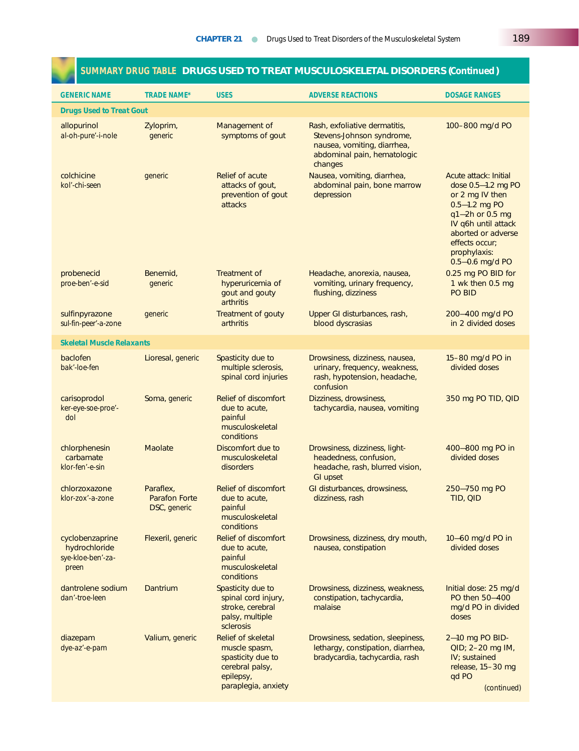## SUMMARY DRUG TABLE DRUGS USED TO TREAT MUSCULOSKELETAL DISORDERS (Continued)

| GENERIC NAME | TRADE NAME* | USES | ADVERSE REACTIONS | DOSAGE RANGES |
|---|---|---|---|---|
| **Drugs Used to Treat Gout** | | | | |
| allopurinol al-oh-pure'-i-nole | Zyloprim, generic | Management of symptoms of gout | Rash, exfoliative dermatitis, Stevens-Johnson syndrome, nausea, vomiting, diarrhea, abdominal pain, hematologic changes | 100–800 mg/d PO |
| colchicine kol'-chi-seen | generic | Relief of acute attacks of gout, prevention of gout attacks | Nausea, vomiting, diarrhea, abdominal pain, bone marrow depression | Acute attack: Initial dose 0.5–1.2 mg PO or 2 mg IV then 0.5–1.2 mg PO q1–2h or 0.5 mg IV q6h until attack aborted or adverse effects occur; prophylaxis: 0.5–0.6 mg/d PO |
| probenecid proe-ben'-e-sid | Benemid, generic | Treatment of hyperuricemia of gout and gouty arthritis | Headache, anorexia, nausea, vomiting, urinary frequency, flushing, dizziness | 0.25 mg PO BID for 1 wk then 0.5 mg PO BID |
| sulfinpyrazone sul-fin-peer'-a-zone | generic | Treatment of gouty arthritis | Upper GI disturbances, rash, blood dyscrasias | 200–400 mg/d PO in 2 divided doses |
| **Skeletal Muscle Relaxants** | | | | |
| baclofen bak'-loe-fen | Lioresal, generic | Spasticity due to multiple sclerosis, spinal cord injuries | Drowsiness, dizziness, nausea, urinary, frequency, weakness, rash, hypotension, headache, confusion | 15–80 mg/d PO in divided doses |
| carisoprodol ker-eye-soe-proe'-dol | Soma, generic | Relief of discomfort due to acute, painful musculoskeletal conditions | Dizziness, drowsiness, tachycardia, nausea, vomiting | 350 mg PO TID, QID |
| chlorphenesin carbamate klor-fen'-e-sin | Maolate | Discomfort due to musculoskeletal disorders | Drowsiness, dizziness, light-headedness, confusion, headache, rash, blurred vision, GI upset | 400–800 mg PO in divided doses |
| chlorzoxazone klor-zox'-a-zone | Paraflex, Parafon Forte DSC, generic | Relief of discomfort due to acute, painful musculoskeletal conditions | GI disturbances, drowsiness, dizziness, rash | 250–750 mg PO TID, QID |
| cyclobenzaprine hydrochloride sye-kloe-ben'-za-preen | Flexeril, generic | Relief of discomfort due to acute, painful musculoskeletal conditions | Drowsiness, dizziness, dry mouth, nausea, constipation | 10–60 mg/d PO in divided doses |
| dantrolene sodium dan'-troe-leen | Dantrium | Spasticity due to spinal cord injury, stroke, cerebral palsy, multiple sclerosis | Drowsiness, dizziness, weakness, constipation, tachycardia, malaise | Initial dose: 25 mg/d PO then 50–400 mg/d PO in divided doses |
| diazepam dye-az'-e-pam | Valium, generic | Relief of skeletal muscle spasm, spasticity due to cerebral palsy, epilepsy, paraplegia, anxiety | Drowsiness, sedation, sleepiness, lethargy, constipation, diarrhea, bradycardia, tachycardia, rash | 2–10 mg PO BID-QID; 2–20 mg IM, IV; sustained release, 15–30 mg qd PO |

(continued)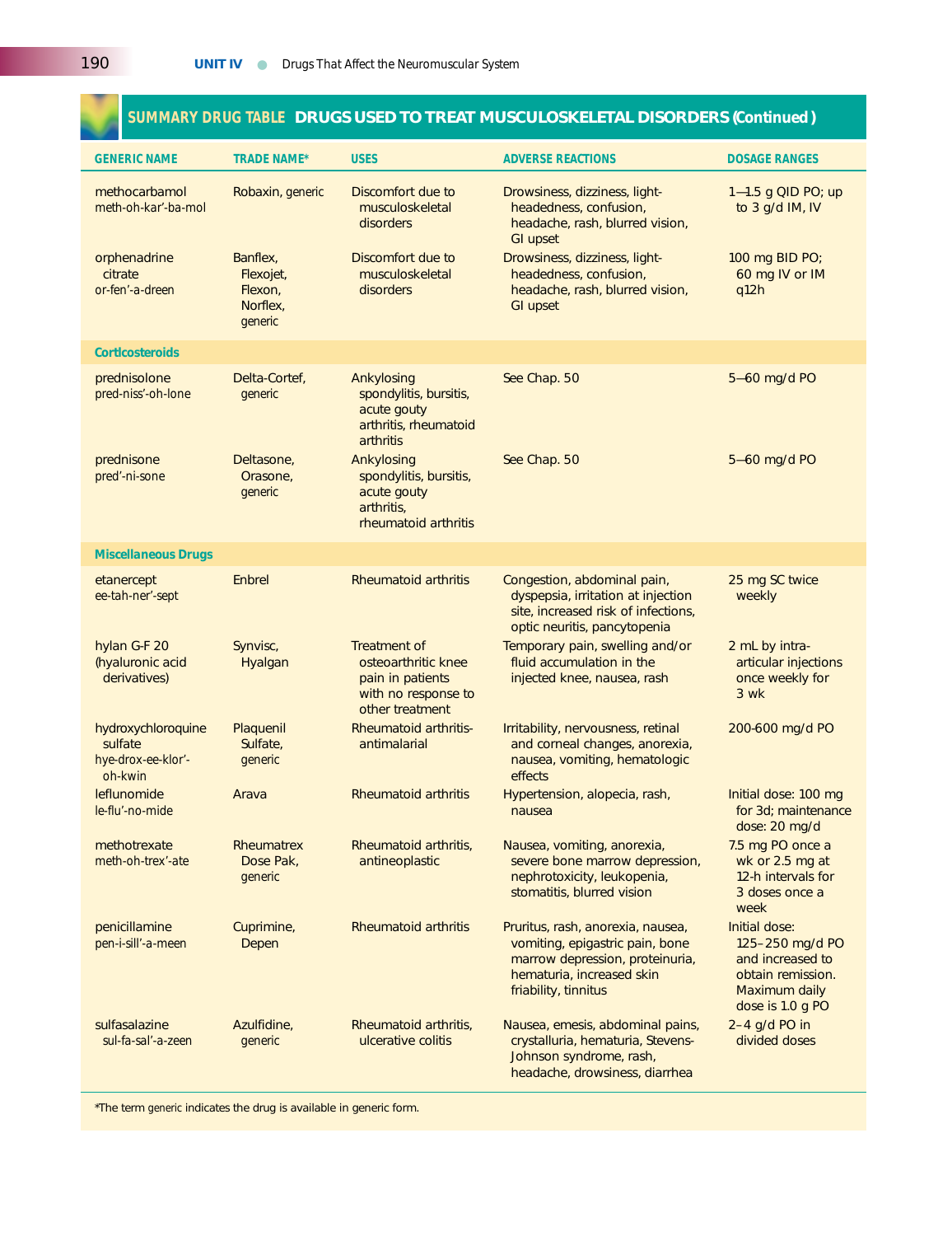## SUMMARY DRUG TABLE DRUGS USED TO TREAT MUSCULOSKELETAL DISORDERS (Continued)

| GENERIC NAME | TRADE NAME* | USES | ADVERSE REACTIONS | DOSAGE RANGES |
|---|---|---|---|---|
| methocarbamol meth-oh-kar'-ba-mol | Robaxin, generic | Discomfort due to musculoskeletal disorders | Drowsiness, dizziness, light-headedness, confusion, headache, rash, blurred vision, GI upset | 1–1.5 g QID PO; up to 3 g/d IM, IV |
| orphenadrine citrate or-fen'-a-dreen | Banflex, Flexojet, Flexon, Norflex, generic | Discomfort due to musculoskeletal disorders | Drowsiness, dizziness, light-headedness, confusion, headache, rash, blurred vision, GI upset | 100 mg BID PO; 60 mg IV or IM q12h |
| **Corticosteroids** | | | | |
| prednisolone pred-niss'-oh-lone | Delta-Cortef, generic | Ankylosing spondylitis, bursitis, acute gouty arthritis, rheumatoid arthritis | See Chap. 50 | 5–60 mg/d PO |
| prednisone pred'-ni-sone | Deltasone, Orasone, generic | Ankylosing spondylitis, bursitis, acute gouty arthritis, rheumatoid arthritis | See Chap. 50 | 5–60 mg/d PO |
| **Miscellaneous Drugs** | | | | |
| etanercept ee-tah-ner'-sept | Enbrel | Rheumatoid arthritis | Congestion, abdominal pain, dyspepsia, irritation at injection site, increased risk of infections, optic neuritis, pancytopenia | 25 mg SC twice weekly |
| hylan G-F 20 (hyaluronic acid derivatives) | Synvisc, Hyalgan | Treatment of osteoarthritic knee pain in patients with no response to other treatment | Temporary pain, swelling and/or fluid accumulation in the injected knee, nausea, rash | 2 mL by intra-articular injections once weekly for 3 wk |
| hydroxychloroquine sulfate hye-drox-ee-klor'-oh-kwin | Plaquenil Sulfate, generic | Rheumatoid arthritis-antimalarial | Irritability, nervousness, retinal and corneal changes, anorexia, nausea, vomiting, hematologic effects | 200-600 mg/d PO |
| leflunomide le-flu'-no-mide | Arava | Rheumatoid arthritis | Hypertension, alopecia, rash, nausea | Initial dose: 100 mg for 3d; maintenance dose: 20 mg/d |
| methotrexate meth-oh-trex'-ate | Rheumatrex Dose Pak, generic | Rheumatoid arthritis, antineoplastic | Nausea, vomiting, anorexia, severe bone marrow depression, nephrotoxicity, leukopenia, stomatitis, blurred vision | 7.5 mg PO once a wk or 2.5 mg at 12-h intervals for 3 doses once a week |
| penicillamine pen-i-sill'-a-meen | Cuprimine, Depen | Rheumatoid arthritis | Pruritus, rash, anorexia, nausea, vomiting, epigastric pain, bone marrow depression, proteinuria, hematuria, increased skin friability, tinnitus | Initial dose: 125–250 mg/d PO and increased to obtain remission. Maximum daily dose is 1.0 g PO |
| sulfasalazine sul-fa-sal'-a-zeen | Azulfidine, generic | Rheumatoid arthritis, ulcerative colitis | Nausea, emesis, abdominal pains, crystalluria, hematuria, Stevens-Johnson syndrome, rash, headache, drowsiness, diarrhea | 2–4 g/d PO in divided doses |

*The term *generic* indicates the drug is available in generic form.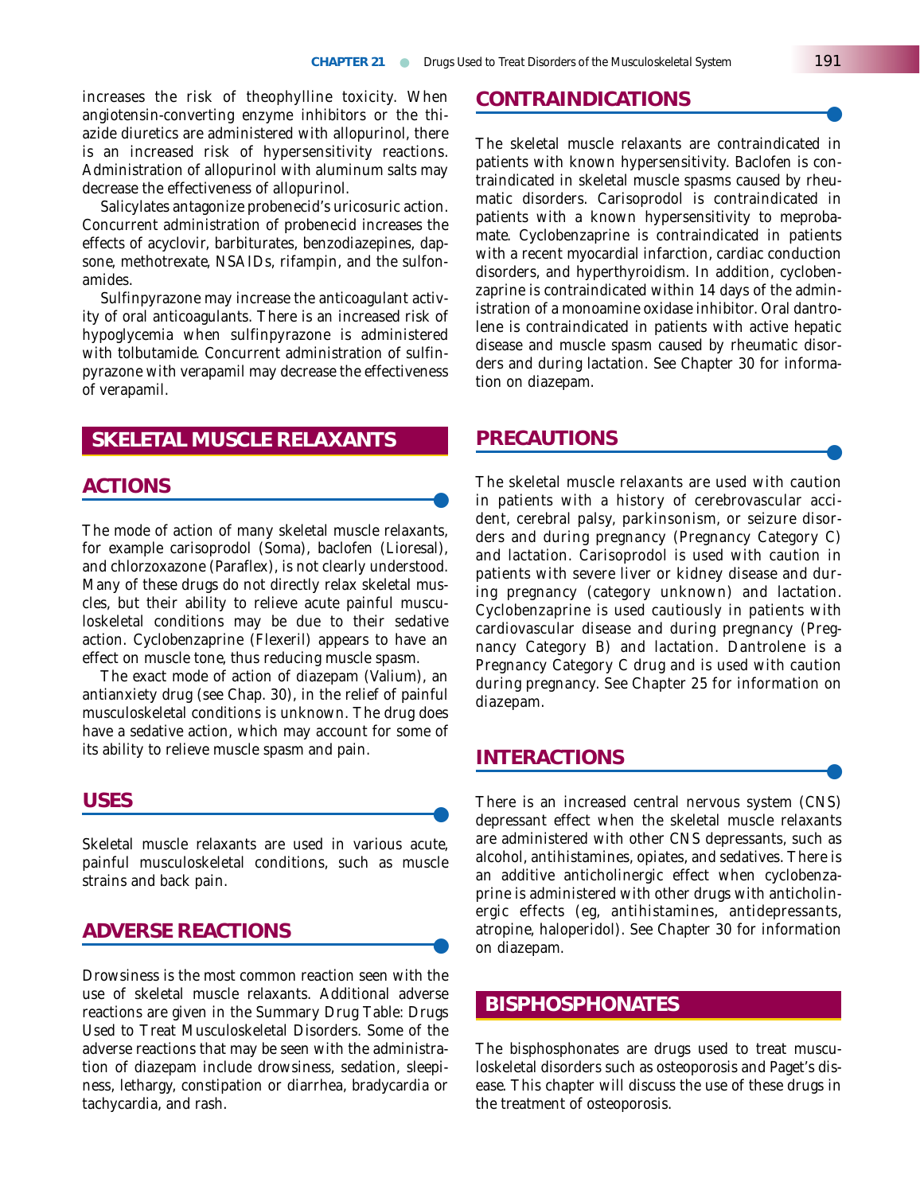increases the risk of theophylline toxicity. When angiotensin-converting enzyme inhibitors or the thiazide diuretics are administered with allopurinol, there is an increased risk of hypersensitivity reactions. Administration of allopurinol with aluminum salts may decrease the effectiveness of allopurinol.

Salicylates antagonize probenecid's uricosuric action. Concurrent administration of probenecid increases the effects of acyclovir, barbiturates, benzodiazepines, dapsone, methotrexate, NSAIDs, rifampin, and the sulfonamides.

Sulfinpyrazone may increase the anticoagulant activity of oral anticoagulants. There is an increased risk of hypoglycemia when sulfinpyrazone is administered with tolbutamide. Concurrent administration of sulfinpyrazone with verapamil may decrease the effectiveness of verapamil.

## SKELETAL MUSCLE RELAXANTS

### ACTIONS

The mode of action of many skeletal muscle relaxants, for example carisoprodol (Soma), baclofen (Lioresal), and chlorzoxazone (Paraflex), is not clearly understood. Many of these drugs do not directly relax skeletal muscles, but their ability to relieve acute painful musculoskeletal conditions may be due to their sedative action. Cyclobenzaprine (Flexeril) appears to have an effect on muscle tone, thus reducing muscle spasm.

The exact mode of action of diazepam (Valium), an antianxiety drug (see Chap. 30), in the relief of painful musculoskeletal conditions is unknown. The drug does have a sedative action, which may account for some of its ability to relieve muscle spasm and pain.

### USES

Skeletal muscle relaxants are used in various acute, painful musculoskeletal conditions, such as muscle strains and back pain.

### ADVERSE REACTIONS

Drowsiness is the most common reaction seen with the use of skeletal muscle relaxants. Additional adverse reactions are given in the Summary Drug Table: Drugs Used to Treat Musculoskeletal Disorders. Some of the adverse reactions that may be seen with the administration of diazepam include drowsiness, sedation, sleepiness, lethargy, constipation or diarrhea, bradycardia or tachycardia, and rash.

### CONTRAINDICATIONS

The skeletal muscle relaxants are contraindicated in patients with known hypersensitivity. Baclofen is contraindicated in skeletal muscle spasms caused by rheumatic disorders. Carisoprodol is contraindicated in patients with a known hypersensitivity to meprobamate. Cyclobenzaprine is contraindicated in patients with a recent myocardial infarction, cardiac conduction disorders, and hyperthyroidism. In addition, cyclobenzaprine is contraindicated within 14 days of the administration of a monoamine oxidase inhibitor. Oral dantrolene is contraindicated in patients with active hepatic disease and muscle spasm caused by rheumatic disorders and during lactation. See Chapter 30 for information on diazepam.

### PRECAUTIONS

The skeletal muscle relaxants are used with caution in patients with a history of cerebrovascular accident, cerebral palsy, parkinsonism, or seizure disorders and during pregnancy (Pregnancy Category C) and lactation. Carisoprodol is used with caution in patients with severe liver or kidney disease and during pregnancy (category unknown) and lactation. Cyclobenzaprine is used cautiously in patients with cardiovascular disease and during pregnancy (Pregnancy Category B) and lactation. Dantrolene is a Pregnancy Category C drug and is used with caution during pregnancy. See Chapter 25 for information on diazepam.

### INTERACTIONS

There is an increased central nervous system (CNS) depressant effect when the skeletal muscle relaxants are administered with other CNS depressants, such as alcohol, antihistamines, opiates, and sedatives. There is an additive anticholinergic effect when cyclobenzaprine is administered with other drugs with anticholinergic effects (eg, antihistamines, antidepressants, atropine, haloperidol). See Chapter 30 for information on diazepam.

## BISPHOSPHONATES

The bisphosphonates are drugs used to treat musculoskeletal disorders such as osteoporosis and Paget's disease. This chapter will discuss the use of these drugs in the treatment of osteoporosis.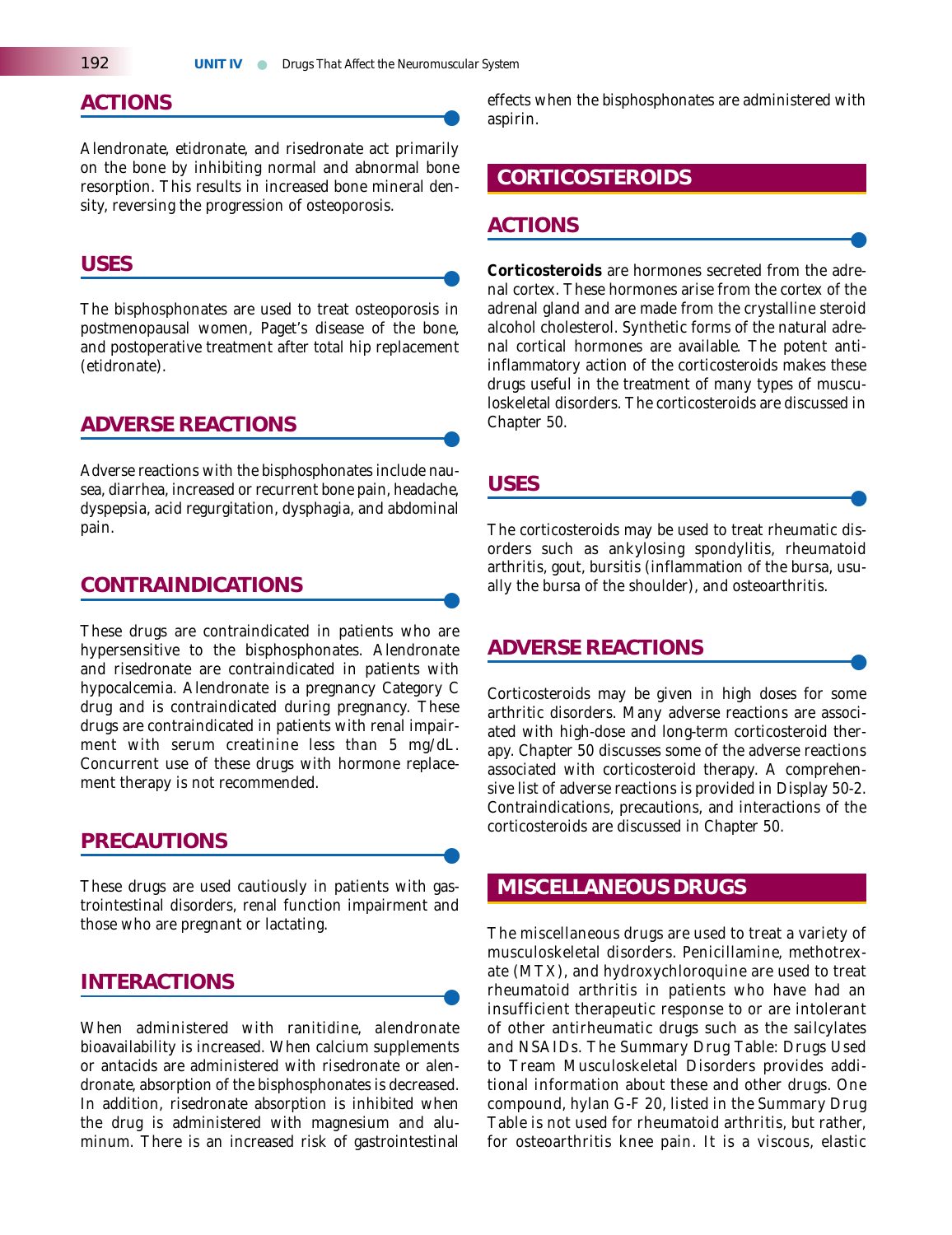## ACTIONS

Alendronate, etidronate, and risedronate act primarily on the bone by inhibiting normal and abnormal bone resorption. This results in increased bone mineral density, reversing the progression of osteoporosis.

## USES

The bisphosphonates are used to treat osteoporosis in postmenopausal women, Paget's disease of the bone, and postoperative treatment after total hip replacement (etidronate).

## ADVERSE REACTIONS

Adverse reactions with the bisphosphonates include nausea, diarrhea, increased or recurrent bone pain, headache, dyspepsia, acid regurgitation, dysphagia, and abdominal pain.

## CONTRAINDICATIONS

These drugs are contraindicated in patients who are hypersensitive to the bisphosphonates. Alendronate and risedronate are contraindicated in patients with hypocalcemia. Alendronate is a pregnancy Category C drug and is contraindicated during pregnancy. These drugs are contraindicated in patients with renal impairment with serum creatinine less than 5 mg/dL. Concurrent use of these drugs with hormone replacement therapy is not recommended.

## PRECAUTIONS

These drugs are used cautiously in patients with gastrointestinal disorders, renal function impairment and those who are pregnant or lactating.

## INTERACTIONS

When administered with ranitidine, alendronate bioavailability is increased. When calcium supplements or antacids are administered with risedronate or alendronate, absorption of the bisphosphonates is decreased. In addition, risedronate absorption is inhibited when the drug is administered with magnesium and aluminum. There is an increased risk of gastrointestinal effects when the bisphosphonates are administered with aspirin.

# CORTICOSTEROIDS

## ACTIONS

**Corticosteroids** are hormones secreted from the adrenal cortex. These hormones arise from the cortex of the adrenal gland and are made from the crystalline steroid alcohol cholesterol. Synthetic forms of the natural adrenal cortical hormones are available. The potent anti-inflammatory action of the corticosteroids makes these drugs useful in the treatment of many types of musculoskeletal disorders. The corticosteroids are discussed in Chapter 50.

## USES

The corticosteroids may be used to treat rheumatic disorders such as ankylosing spondylitis, rheumatoid arthritis, gout, bursitis (inflammation of the bursa, usually the bursa of the shoulder), and osteoarthritis.

## ADVERSE REACTIONS

Corticosteroids may be given in high doses for some arthritic disorders. Many adverse reactions are associated with high-dose and long-term corticosteroid therapy. Chapter 50 discusses some of the adverse reactions associated with corticosteroid therapy. A comprehensive list of adverse reactions is provided in Display 50-2. Contraindications, precautions, and interactions of the corticosteroids are discussed in Chapter 50.

# MISCELLANEOUS DRUGS

The miscellaneous drugs are used to treat a variety of musculoskeletal disorders. Penicillamine, methotrexate (MTX), and hydroxychloroquine are used to treat rheumatoid arthritis in patients who have had an insufficient therapeutic response to or are intolerant of other antirheumatic drugs such as the sailcylates and NSAIDs. The Summary Drug Table: Drugs Used to Tream Musculoskeletal Disorders provides additional information about these and other drugs. One compound, hylan G-F 20, listed in the Summary Drug Table is not used for rheumatoid arthritis, but rather, for osteoarthritis knee pain. It is a viscous, elastic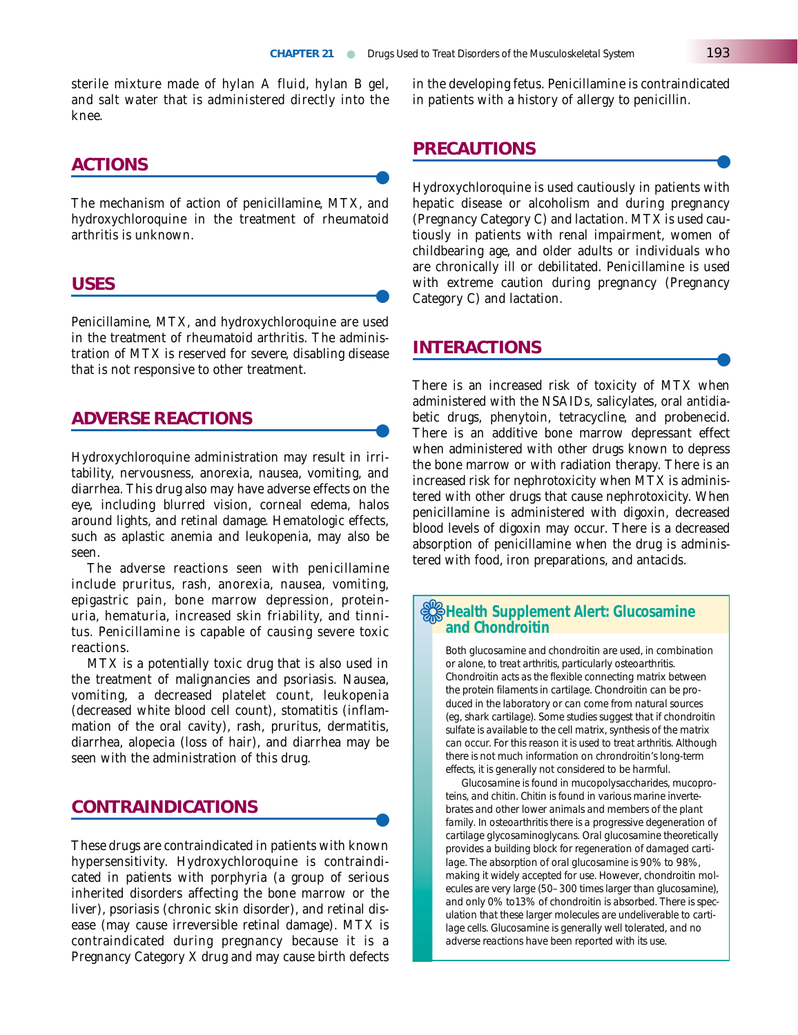sterile mixture made of hylan A fluid, hylan B gel, and salt water that is administered directly into the knee.

## ACTIONS

The mechanism of action of penicillamine, MTX, and hydroxychloroquine in the treatment of rheumatoid arthritis is unknown.

## USES

Penicillamine, MTX, and hydroxychloroquine are used in the treatment of rheumatoid arthritis. The administration of MTX is reserved for severe, disabling disease that is not responsive to other treatment.

## ADVERSE REACTIONS

Hydroxychloroquine administration may result in irritability, nervousness, anorexia, nausea, vomiting, and diarrhea. This drug also may have adverse effects on the eye, including blurred vision, corneal edema, halos around lights, and retinal damage. Hematologic effects, such as aplastic anemia and leukopenia, may also be seen.

The adverse reactions seen with penicillamine include pruritus, rash, anorexia, nausea, vomiting, epigastric pain, bone marrow depression, proteinuria, hematuria, increased skin friability, and tinnitus. Penicillamine is capable of causing severe toxic reactions.

MTX is a potentially toxic drug that is also used in the treatment of malignancies and psoriasis. Nausea, vomiting, a decreased platelet count, leukopenia (decreased white blood cell count), stomatitis (inflammation of the oral cavity), rash, pruritus, dermatitis, diarrhea, alopecia (loss of hair), and diarrhea may be seen with the administration of this drug.

## CONTRAINDICATIONS

These drugs are contraindicated in patients with known hypersensitivity. Hydroxychloroquine is contraindicated in patients with porphyria (a group of serious inherited disorders affecting the bone marrow or the liver), psoriasis (chronic skin disorder), and retinal disease (may cause irreversible retinal damage). MTX is contraindicated during pregnancy because it is a Pregnancy Category X drug and may cause birth defects in the developing fetus. Penicillamine is contraindicated in patients with a history of allergy to penicillin.

## PRECAUTIONS

Hydroxychloroquine is used cautiously in patients with hepatic disease or alcoholism and during pregnancy (Pregnancy Category C) and lactation. MTX is used cautiously in patients with renal impairment, women of childbearing age, and older adults or individuals who are chronically ill or debilitated. Penicillamine is used with extreme caution during pregnancy (Pregnancy Category C) and lactation.

## INTERACTIONS

There is an increased risk of toxicity of MTX when administered with the NSAIDs, salicylates, oral antidiabetic drugs, phenytoin, tetracycline, and probenecid. There is an additive bone marrow depressant effect when administered with other drugs known to depress the bone marrow or with radiation therapy. There is an increased risk for nephrotoxicity when MTX is administered with other drugs that cause nephrotoxicity. When penicillamine is administered with digoxin, decreased blood levels of digoxin may occur. There is a decreased absorption of penicillamine when the drug is administered with food, iron preparations, and antacids.

### Health Supplement Alert: Glucosamine and Chondroitin

Both glucosamine and chondroitin are used, in combination or alone, to treat arthritis, particularly osteoarthritis. Chondroitin acts as the flexible connecting matrix between the protein filaments in cartilage. Chondroitin can be produced in the laboratory or can come from natural sources (eg, shark cartilage). Some studies suggest that if chondroitin sulfate is available to the cell matrix, synthesis of the matrix can occur. For this reason it is used to treat arthritis. Although there is not much information on chrondroitin's long-term effects, it is generally not considered to be harmful.

Glucosamine is found in mucopolysaccharides, mucoproteins, and chitin. Chitin is found in various marine invertebrates and other lower animals and members of the plant family. In osteoarthritis there is a progressive degeneration of cartilage glycosaminoglycans. Oral glucosamine theoretically provides a building block for regeneration of damaged cartilage. The absorption of oral glucosamine is 90% to 98%, making it widely accepted for use. However, chondroitin molecules are very large (50–300 times larger than glucosamine), and only 0% to13% of chondroitin is absorbed. There is speculation that these larger molecules are undeliverable to cartilage cells. Glucosamine is generally well tolerated, and no adverse reactions have been reported with its use.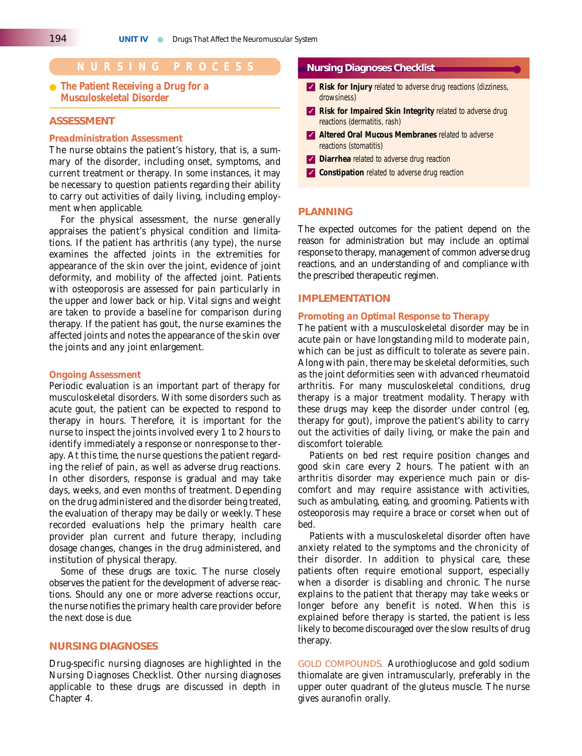# NURSING PROCESS

## The Patient Receiving a Drug for a Musculoskeletal Disorder

### ASSESSMENT

#### Preadministration Assessment

The nurse obtains the patient's history, that is, a summary of the disorder, including onset, symptoms, and current treatment or therapy. In some instances, it may be necessary to question patients regarding their ability to carry out activities of daily living, including employment when applicable.

For the physical assessment, the nurse generally appraises the patient's physical condition and limitations. If the patient has arthritis (any type), the nurse examines the affected joints in the extremities for appearance of the skin over the joint, evidence of joint deformity, and mobility of the affected joint. Patients with osteoporosis are assessed for pain particularly in the upper and lower back or hip. Vital signs and weight are taken to provide a baseline for comparison during therapy. If the patient has gout, the nurse examines the affected joints and notes the appearance of the skin over the joints and any joint enlargement.

#### Ongoing Assessment

Periodic evaluation is an important part of therapy for musculoskeletal disorders. With some disorders such as acute gout, the patient can be expected to respond to therapy in hours. Therefore, it is important for the nurse to inspect the joints involved every 1 to 2 hours to identify immediately a response or nonresponse to therapy. At this time, the nurse questions the patient regarding the relief of pain, as well as adverse drug reactions. In other disorders, response is gradual and may take days, weeks, and even months of treatment. Depending on the drug administered and the disorder being treated, the evaluation of therapy may be daily or weekly. These recorded evaluations help the primary health care provider plan current and future therapy, including dosage changes, changes in the drug administered, and institution of physical therapy.

Some of these drugs are toxic. The nurse closely observes the patient for the development of adverse reactions. Should any one or more adverse reactions occur, the nurse notifies the primary health care provider before the next dose is due.

### NURSING DIAGNOSES

Drug-specific nursing diagnoses are highlighted in the Nursing Diagnoses Checklist. Other nursing diagnoses applicable to these drugs are discussed in depth in Chapter 4.

#### Nursing Diagnoses Checklist

- ✓ **Risk for Injury** related to adverse drug reactions (dizziness, drowsiness)
- ✓ **Risk for Impaired Skin Integrity** related to adverse drug reactions (dermatitis, rash)
- ✓ **Altered Oral Mucous Membranes** related to adverse reactions (stomatitis)
- ✓ **Diarrhea** related to adverse drug reaction
- ✓ **Constipation** related to adverse drug reaction

### PLANNING

The expected outcomes for the patient depend on the reason for administration but may include an optimal response to therapy, management of common adverse drug reactions, and an understanding of and compliance with the prescribed therapeutic regimen.

### IMPLEMENTATION

#### Promoting an Optimal Response to Therapy

The patient with a musculoskeletal disorder may be in acute pain or have longstanding mild to moderate pain, which can be just as difficult to tolerate as severe pain. Along with pain, there may be skeletal deformities, such as the joint deformities seen with advanced rheumatoid arthritis. For many musculoskeletal conditions, drug therapy is a major treatment modality. Therapy with these drugs may keep the disorder under control (eg, therapy for gout), improve the patient's ability to carry out the activities of daily living, or make the pain and discomfort tolerable.

Patients on bed rest require position changes and good skin care every 2 hours. The patient with an arthritis disorder may experience much pain or discomfort and may require assistance with activities, such as ambulating, eating, and grooming. Patients with osteoporosis may require a brace or corset when out of bed.

Patients with a musculoskeletal disorder often have anxiety related to the symptoms and the chronicity of their disorder. In addition to physical care, these patients often require emotional support, especially when a disorder is disabling and chronic. The nurse explains to the patient that therapy may take weeks or longer before any benefit is noted. When this is explained before therapy is started, the patient is less likely to become discouraged over the slow results of drug therapy.

GOLD COMPOUNDS. Aurothioglucose and gold sodium thiomalate are given intramuscularly, preferably in the upper outer quadrant of the gluteus muscle. The nurse gives auranofin orally.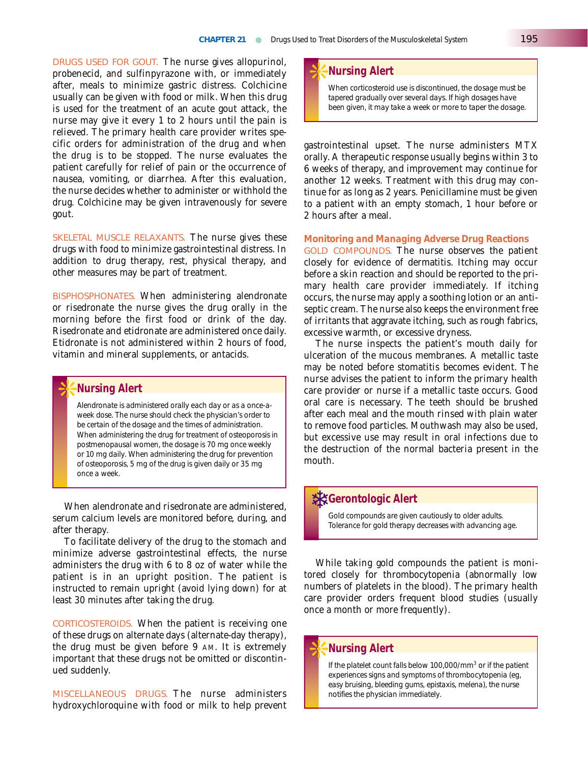**DRUGS USED FOR GOUT.** The nurse gives allopurinol, probenecid, and sulfinpyrazone with, or immediately after, meals to minimize gastric distress. Colchicine usually can be given with food or milk. When this drug is used for the treatment of an acute gout attack, the nurse may give it every 1 to 2 hours until the pain is relieved. The primary health care provider writes specific orders for administration of the drug and when the drug is to be stopped. The nurse evaluates the patient carefully for relief of pain or the occurrence of nausea, vomiting, or diarrhea. After this evaluation, the nurse decides whether to administer or withhold the drug. Colchicine may be given intravenously for severe gout.

**SKELETAL MUSCLE RELAXANTS.** The nurse gives these drugs with food to minimize gastrointestinal distress. In addition to drug therapy, rest, physical therapy, and other measures may be part of treatment.

**BISPHOSPHONATES.** When administering alendronate or risedronate the nurse gives the drug orally in the morning before the first food or drink of the day. Risedronate and etidronate are administered once daily. Etidronate is not administered within 2 hours of food, vitamin and mineral supplements, or antacids.

> **Nursing Alert**
>
> Alendronate is administered orally each day or as a once-a-week dose. The nurse should check the physician's order to be certain of the dosage and the times of administration. When administering the drug for treatment of osteoporosis in postmenopausal women, the dosage is 70 mg once weekly or 10 mg daily. When administering the drug for prevention of osteoporosis, 5 mg of the drug is given daily or 35 mg once a week.

When alendronate and risedronate are administered, serum calcium levels are monitored before, during, and after therapy.

To facilitate delivery of the drug to the stomach and minimize adverse gastrointestinal effects, the nurse administers the drug with 6 to 8 oz of water while the patient is in an upright position. The patient is instructed to remain upright (avoid lying down) for at least 30 minutes after taking the drug.

**CORTICOSTEROIDS.** When the patient is receiving one of these drugs on alternate days (alternate-day therapy), the drug must be given before 9 AM. It is extremely important that these drugs not be omitted or discontinued suddenly.

> **Nursing Alert**
>
> When corticosteroid use is discontinued, the dosage must be tapered gradually over several days. If high dosages have been given, it may take a week or more to taper the dosage.

**MISCELLANEOUS DRUGS.** The nurse administers hydroxychloroquine with food or milk to help prevent gastrointestinal upset. The nurse administers MTX orally. A therapeutic response usually begins within 3 to 6 weeks of therapy, and improvement may continue for another 12 weeks. Treatment with this drug may continue for as long as 2 years. Penicillamine must be given to a patient with an empty stomach, 1 hour before or 2 hours after a meal.

### Monitoring and Managing Adverse Drug Reactions

**GOLD COMPOUNDS.** The nurse observes the patient closely for evidence of dermatitis. Itching may occur before a skin reaction and should be reported to the primary health care provider immediately. If itching occurs, the nurse may apply a soothing lotion or an antiseptic cream. The nurse also keeps the environment free of irritants that aggravate itching, such as rough fabrics, excessive warmth, or excessive dryness.

The nurse inspects the patient's mouth daily for ulceration of the mucous membranes. A metallic taste may be noted before stomatitis becomes evident. The nurse advises the patient to inform the primary health care provider or nurse if a metallic taste occurs. Good oral care is necessary. The teeth should be brushed after each meal and the mouth rinsed with plain water to remove food particles. Mouthwash may also be used, but excessive use may result in oral infections due to the destruction of the normal bacteria present in the mouth.

> **Gerontologic Alert**
>
> Gold compounds are given cautiously to older adults. Tolerance for gold therapy decreases with advancing age.

While taking gold compounds the patient is monitored closely for thrombocytopenia (abnormally low numbers of platelets in the blood). The primary health care provider orders frequent blood studies (usually once a month or more frequently).

> **Nursing Alert**
>
> If the platelet count falls below 100,000/$mm^3$ or if the patient experiences signs and symptoms of thrombocytopenia (eg, easy bruising, bleeding gums, epistaxis, melena), the nurse notifies the physician immediately.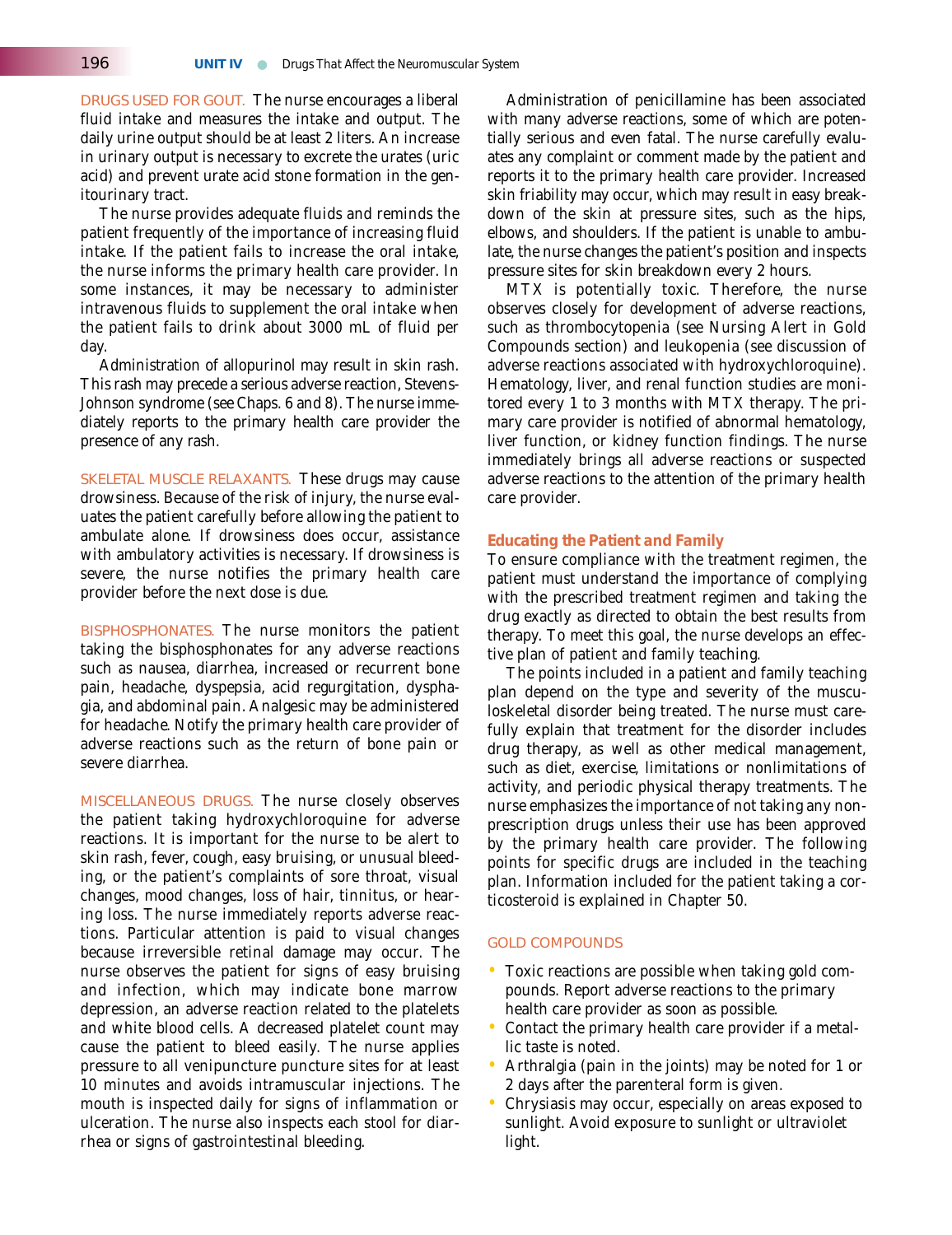**DRUGS USED FOR GOUT.** The nurse encourages a liberal fluid intake and measures the intake and output. The daily urine output should be at least 2 liters. An increase in urinary output is necessary to excrete the urates (uric acid) and prevent urate acid stone formation in the genitourinary tract.

The nurse provides adequate fluids and reminds the patient frequently of the importance of increasing fluid intake. If the patient fails to increase the oral intake, the nurse informs the primary health care provider. In some instances, it may be necessary to administer intravenous fluids to supplement the oral intake when the patient fails to drink about 3000 mL of fluid per day.

Administration of allopurinol may result in skin rash. This rash may precede a serious adverse reaction, Stevens-Johnson syndrome (see Chaps. 6 and 8). The nurse immediately reports to the primary health care provider the presence of any rash.

**SKELETAL MUSCLE RELAXANTS.** These drugs may cause drowsiness. Because of the risk of injury, the nurse evaluates the patient carefully before allowing the patient to ambulate alone. If drowsiness does occur, assistance with ambulatory activities is necessary. If drowsiness is severe, the nurse notifies the primary health care provider before the next dose is due.

**BISPHOSPHONATES.** The nurse monitors the patient taking the bisphosphonates for any adverse reactions such as nausea, diarrhea, increased or recurrent bone pain, headache, dyspepsia, acid regurgitation, dysphagia, and abdominal pain. Analgesic may be administered for headache. Notify the primary health care provider of adverse reactions such as the return of bone pain or severe diarrhea.

**MISCELLANEOUS DRUGS.** The nurse closely observes the patient taking hydroxychloroquine for adverse reactions. It is important for the nurse to be alert to skin rash, fever, cough, easy bruising, or unusual bleeding, or the patient's complaints of sore throat, visual changes, mood changes, loss of hair, tinnitus, or hearing loss. The nurse immediately reports adverse reactions. Particular attention is paid to visual changes because irreversible retinal damage may occur. The nurse observes the patient for signs of easy bruising and infection, which may indicate bone marrow depression, an adverse reaction related to the platelets and white blood cells. A decreased platelet count may cause the patient to bleed easily. The nurse applies pressure to all venipuncture puncture sites for at least 10 minutes and avoids intramuscular injections. The mouth is inspected daily for signs of inflammation or ulceration. The nurse also inspects each stool for diarrhea or signs of gastrointestinal bleeding.

Administration of penicillamine has been associated with many adverse reactions, some of which are potentially serious and even fatal. The nurse carefully evaluates any complaint or comment made by the patient and reports it to the primary health care provider. Increased skin friability may occur, which may result in easy breakdown of the skin at pressure sites, such as the hips, elbows, and shoulders. If the patient is unable to ambulate, the nurse changes the patient's position and inspects pressure sites for skin breakdown every 2 hours.

MTX is potentially toxic. Therefore, the nurse observes closely for development of adverse reactions, such as thrombocytopenia (see Nursing Alert in Gold Compounds section) and leukopenia (see discussion of adverse reactions associated with hydroxychloroquine). Hematology, liver, and renal function studies are monitored every 1 to 3 months with MTX therapy. The primary care provider is notified of abnormal hematology, liver function, or kidney function findings. The nurse immediately brings all adverse reactions or suspected adverse reactions to the attention of the primary health care provider.

### Educating the Patient and Family

To ensure compliance with the treatment regimen, the patient must understand the importance of complying with the prescribed treatment regimen and taking the drug exactly as directed to obtain the best results from therapy. To meet this goal, the nurse develops an effective plan of patient and family teaching.

The points included in a patient and family teaching plan depend on the type and severity of the musculoskeletal disorder being treated. The nurse must carefully explain that treatment for the disorder includes drug therapy, as well as other medical management, such as diet, exercise, limitations or nonlimitations of activity, and periodic physical therapy treatments. The nurse emphasizes the importance of not taking any nonprescription drugs unless their use has been approved by the primary health care provider. The following points for specific drugs are included in the teaching plan. Information included for the patient taking a corticosteroid is explained in Chapter 50.

#### GOLD COMPOUNDS

- Toxic reactions are possible when taking gold compounds. Report adverse reactions to the primary health care provider as soon as possible.
- Contact the primary health care provider if a metallic taste is noted.
- Arthralgia (pain in the joints) may be noted for 1 or 2 days after the parenteral form is given.
- Chrysiasis may occur, especially on areas exposed to sunlight. Avoid exposure to sunlight or ultraviolet light.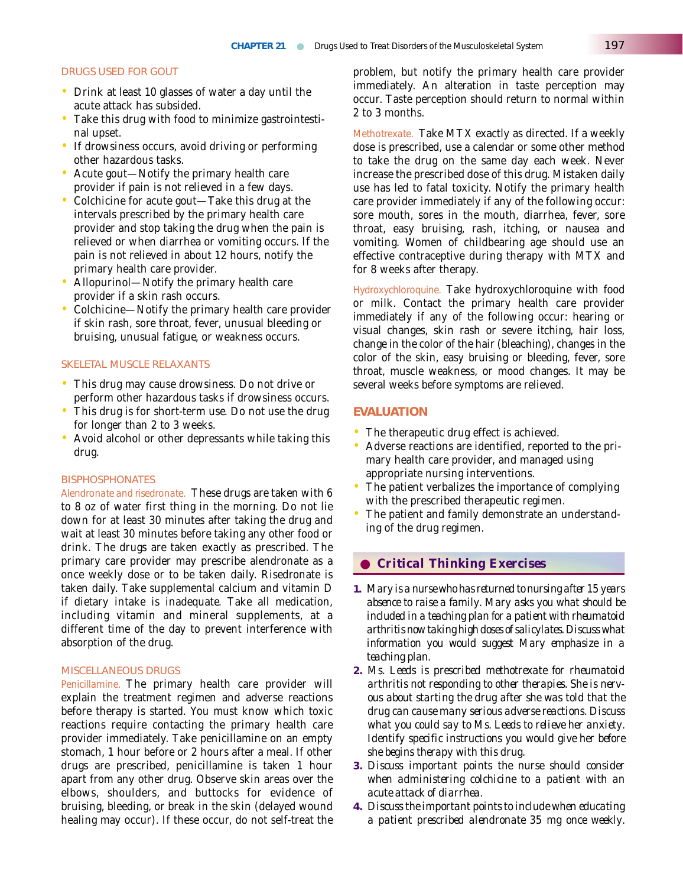### DRUGS USED FOR GOUT

- Drink at least 10 glasses of water a day until the acute attack has subsided.
- Take this drug with food to minimize gastrointestinal upset.
- If drowsiness occurs, avoid driving or performing other hazardous tasks.
- Acute gout—Notify the primary health care provider if pain is not relieved in a few days.
- Colchicine for acute gout—Take this drug at the intervals prescribed by the primary health care provider and stop taking the drug when the pain is relieved or when diarrhea or vomiting occurs. If the pain is not relieved in about 12 hours, notify the primary health care provider.
- Allopurinol—Notify the primary health care provider if a skin rash occurs.
- Colchicine—Notify the primary health care provider if skin rash, sore throat, fever, unusual bleeding or bruising, unusual fatigue, or weakness occurs.

### SKELETAL MUSCLE RELAXANTS

- This drug may cause drowsiness. Do not drive or perform other hazardous tasks if drowsiness occurs.
- This drug is for short-term use. Do not use the drug for longer than 2 to 3 weeks.
- Avoid alcohol or other depressants while taking this drug.

### BISPHOSPHONATES

Alendronate and risedronate. These drugs are taken with 6 to 8 oz of water first thing in the morning. Do not lie down for at least 30 minutes after taking the drug and wait at least 30 minutes before taking any other food or drink. The drugs are taken exactly as prescribed. The primary care provider may prescribe alendronate as a once weekly dose or to be taken daily. Risedronate is taken daily. Take supplemental calcium and vitamin D if dietary intake is inadequate. Take all medication, including vitamin and mineral supplements, at a different time of the day to prevent interference with absorption of the drug.

### MISCELLANEOUS DRUGS

Penicillamine. The primary health care provider will explain the treatment regimen and adverse reactions before therapy is started. You must know which toxic reactions require contacting the primary health care provider immediately. Take penicillamine on an empty stomach, 1 hour before or 2 hours after a meal. If other drugs are prescribed, penicillamine is taken 1 hour apart from any other drug. Observe skin areas over the elbows, shoulders, and buttocks for evidence of bruising, bleeding, or break in the skin (delayed wound healing may occur). If these occur, do not self-treat the problem, but notify the primary health care provider immediately. An alteration in taste perception may occur. Taste perception should return to normal within 2 to 3 months.

Methotrexate. Take MTX exactly as directed. If a weekly dose is prescribed, use a calendar or some other method to take the drug on the same day each week. Never increase the prescribed dose of this drug. Mistaken daily use has led to fatal toxicity. Notify the primary health care provider immediately if any of the following occur: sore mouth, sores in the mouth, diarrhea, fever, sore throat, easy bruising, rash, itching, or nausea and vomiting. Women of childbearing age should use an effective contraceptive during therapy with MTX and for 8 weeks after therapy.

Hydroxychloroquine. Take hydroxychloroquine with food or milk. Contact the primary health care provider immediately if any of the following occur: hearing or visual changes, skin rash or severe itching, hair loss, change in the color of the hair (bleaching), changes in the color of the skin, easy bruising or bleeding, fever, sore throat, muscle weakness, or mood changes. It may be several weeks before symptoms are relieved.

## EVALUATION

- The therapeutic drug effect is achieved.
- Adverse reactions are identified, reported to the primary health care provider, and managed using appropriate nursing interventions.
- The patient verbalizes the importance of complying with the prescribed therapeutic regimen.
- The patient and family demonstrate an understanding of the drug regimen.

## Critical Thinking Exercises

1. *Mary is a nurse who has returned to nursing after 15 years absence to raise a family. Mary asks you what should be included in a teaching plan for a patient with rheumatoid arthritis now taking high doses of salicylates. Discuss what information you would suggest Mary emphasize in a teaching plan.*
2. *Ms. Leeds is prescribed methotrexate for rheumatoid arthritis not responding to other therapies. She is nervous about starting the drug after she was told that the drug can cause many serious adverse reactions. Discuss what you could say to Ms. Leeds to relieve her anxiety. Identify specific instructions you would give her before she begins therapy with this drug.*
3. *Discuss important points the nurse should consider when administering colchicine to a patient with an acute attack of diarrhea.*
4. *Discuss the important points to include when educating a patient prescribed alendronate 35 mg once weekly.*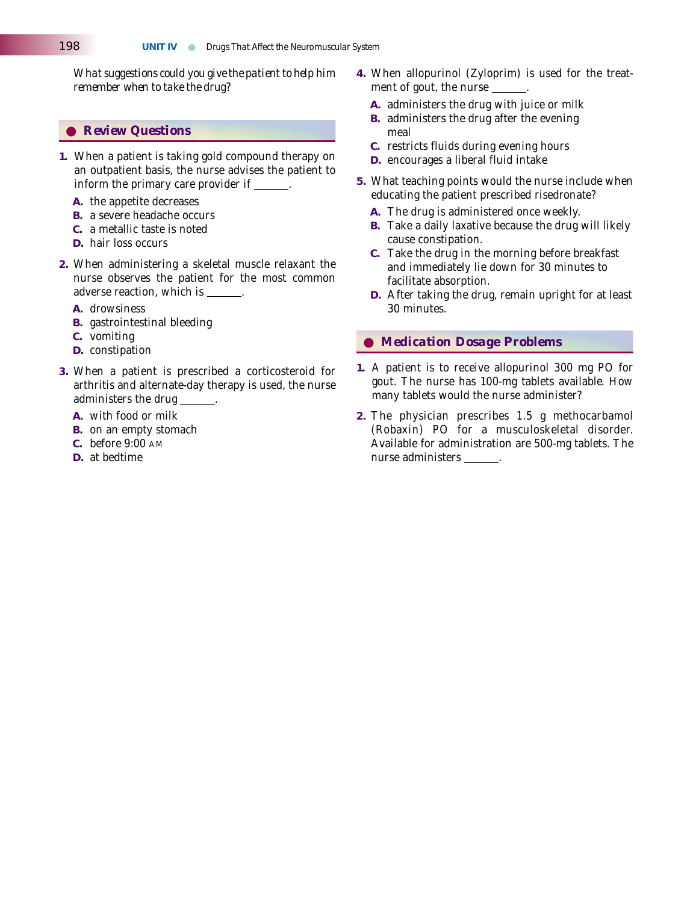*What suggestions could you give the patient to help him remember when to take the drug?*

## Review Questions

**1.** When a patient is taking gold compound therapy on an outpatient basis, the nurse advises the patient to inform the primary care provider if ______.

- **A.** the appetite decreases
- **B.** a severe headache occurs
- **C.** a metallic taste is noted
- **D.** hair loss occurs

**2.** When administering a skeletal muscle relaxant the nurse observes the patient for the most common adverse reaction, which is ______.

- **A.** drowsiness
- **B.** gastrointestinal bleeding
- **C.** vomiting
- **D.** constipation

**3.** When a patient is prescribed a corticosteroid for arthritis and alternate-day therapy is used, the nurse administers the drug ______.

- **A.** with food or milk
- **B.** on an empty stomach
- **C.** before 9:00 AM
- **D.** at bedtime

**4.** When allopurinol (Zyloprim) is used for the treatment of gout, the nurse ______.

- **A.** administers the drug with juice or milk
- **B.** administers the drug after the evening meal
- **C.** restricts fluids during evening hours
- **D.** encourages a liberal fluid intake

**5.** What teaching points would the nurse include when educating the patient prescribed risedronate?

- **A.** The drug is administered once weekly.
- **B.** Take a daily laxative because the drug will likely cause constipation.
- **C.** Take the drug in the morning before breakfast and immediately lie down for 30 minutes to facilitate absorption.
- **D.** After taking the drug, remain upright for at least 30 minutes.

## Medication Dosage Problems

**1.** A patient is to receive allopurinol 300 mg PO for gout. The nurse has 100-mg tablets available. How many tablets would the nurse administer?

**2.** The physician prescribes 1.5 g methocarbamol (Robaxin) PO for a musculoskeletal disorder. Available for administration are 500-mg tablets. The nurse administers ______.